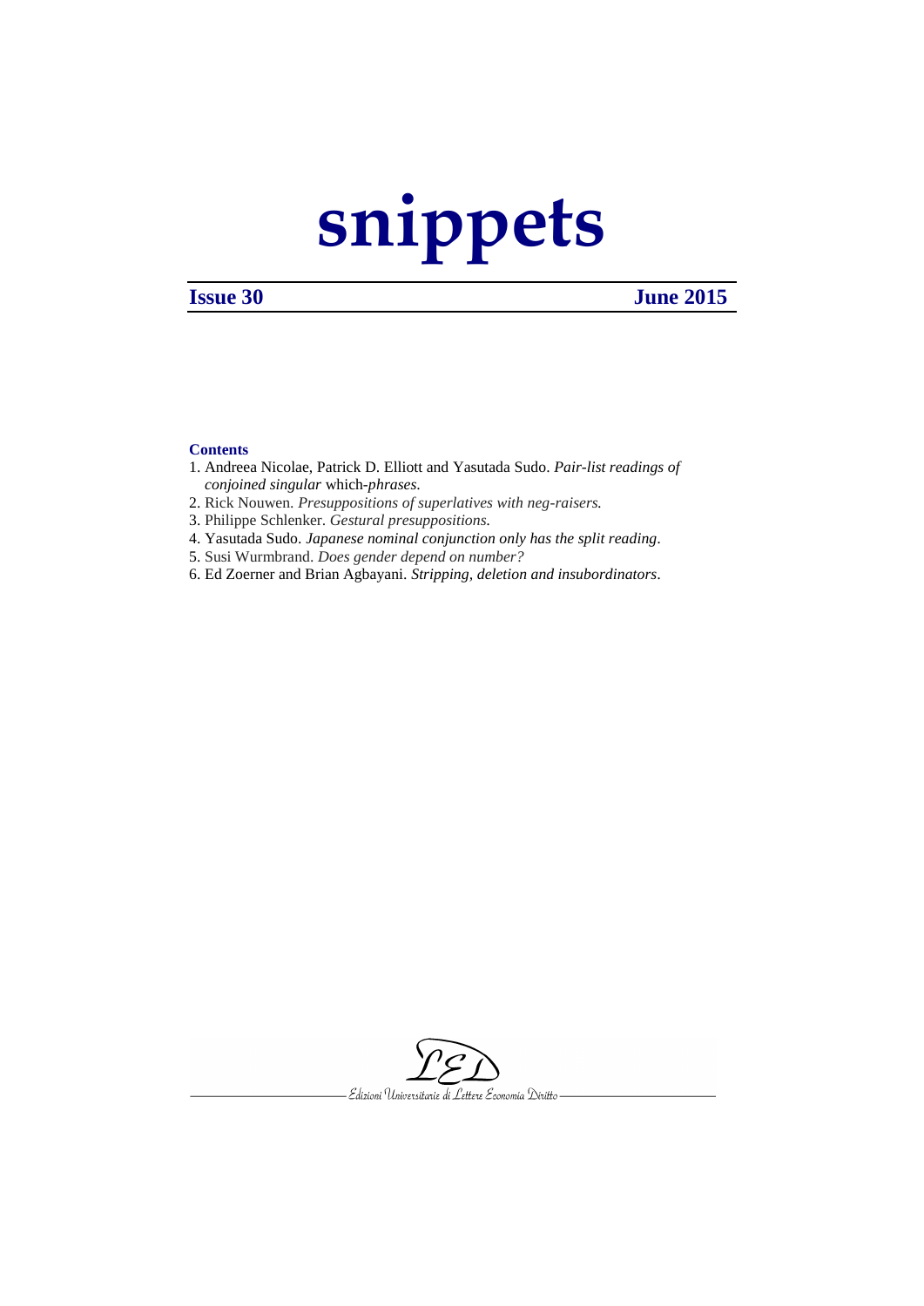# snippets

**Issue 30** **June 2015**

**Contents**

1. Andreea Nicolae, Patrick D. Elliott and Yasutada Sudo. *Pair-list readings of conjoined singular* which*-phrases.*
2. Rick Nouwen. *Presuppositions of superlatives with neg-raisers.*
3. Philippe Schlenker. *Gestural presuppositions.*
4. Yasutada Sudo. *Japanese nominal conjunction only has the split reading*.
5. Susi Wurmbrand. *Does gender depend on number?*
6. Ed Zoerner and Brian Agbayani. *Stripping, deletion and insubordinators*.

LED

Edizioni Universitarie di Lettere Economia Diritto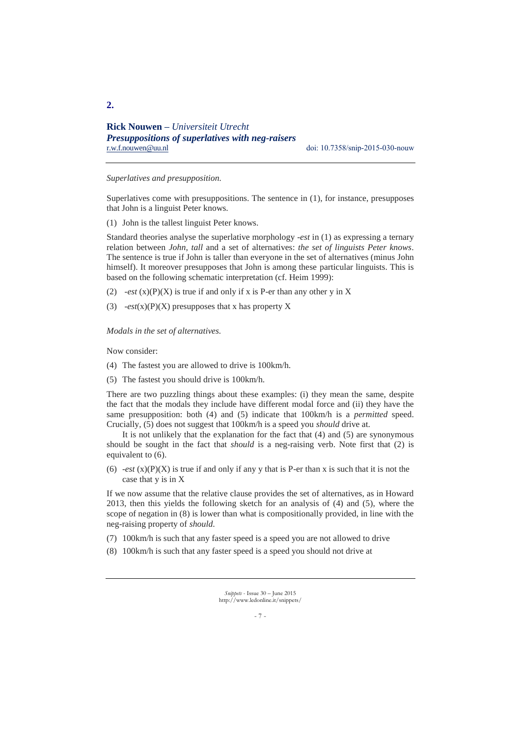**2.**

**Rick Nouwen** – *Universiteit Utrecht*
***Presuppositions of superlatives with neg-raisers***
r.w.f.nouwen@uu.nl doi: 10.7358/snip-2015-030-nouw

---

*Superlatives and presupposition.*

Superlatives come with presuppositions. The sentence in (1), for instance, presupposes that John is a linguist Peter knows.

(1) John is the tallest linguist Peter knows.

Standard theories analyse the superlative morphology *-est* in (1) as expressing a ternary relation between *John*, *tall* and a set of alternatives: *the set of linguists Peter knows*. The sentence is true if John is taller than everyone in the set of alternatives (minus John himself). It moreover presupposes that John is among these particular linguists. This is based on the following schematic interpretation (cf. Heim 1999):

(2) *-est* (x)(P)(X) is true if and only if x is P-er than any other y in X

(3) *-est*(x)(P)(X) presupposes that x has property X

*Modals in the set of alternatives.*

Now consider:

(4) The fastest you are allowed to drive is 100km/h.

(5) The fastest you should drive is 100km/h.

There are two puzzling things about these examples: (i) they mean the same, despite the fact that the modals they include have different modal force and (ii) they have the same presupposition: both (4) and (5) indicate that 100km/h is a *permitted* speed. Crucially, (5) does not suggest that 100km/h is a speed you *should* drive at.

It is not unlikely that the explanation for the fact that (4) and (5) are synonymous should be sought in the fact that *should* is a neg-raising verb. Note first that (2) is equivalent to (6).

(6) *-est* (x)(P)(X) is true if and only if any y that is P-er than x is such that it is not the case that y is in X

If we now assume that the relative clause provides the set of alternatives, as in Howard 2013, then this yields the following sketch for an analysis of (4) and (5), where the scope of negation in (8) is lower than what is compositionally provided, in line with the neg-raising property of *should*.

(7) 100km/h is such that any faster speed is a speed you are not allowed to drive

(8) 100km/h is such that any faster speed is a speed you should not drive at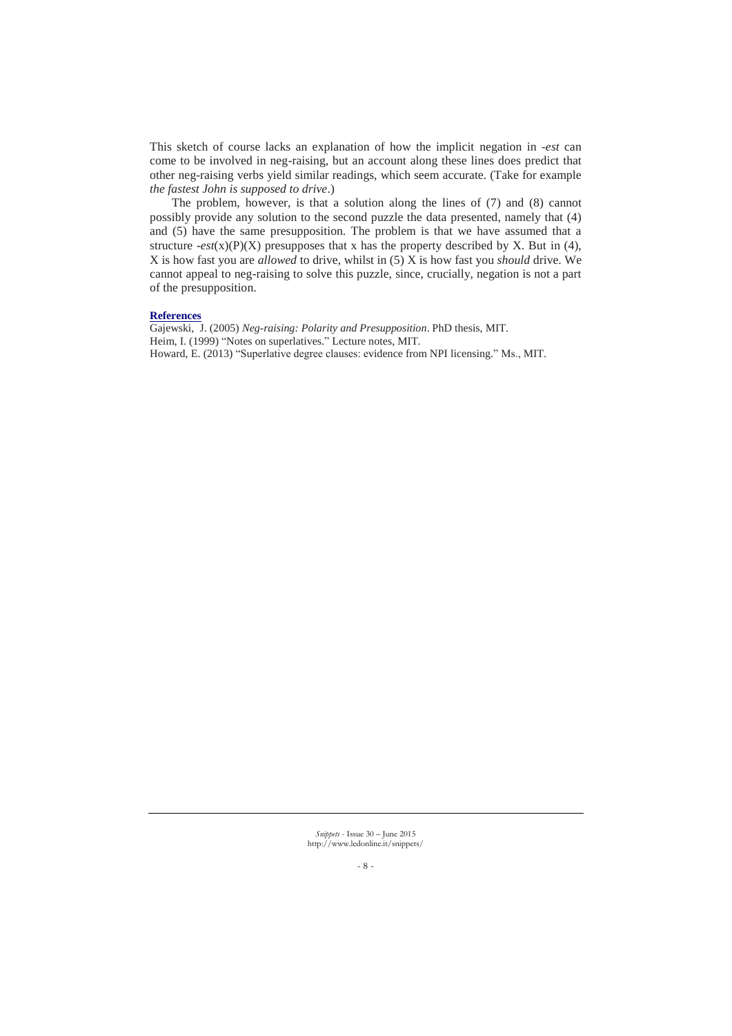This sketch of course lacks an explanation of how the implicit negation in *-est* can come to be involved in neg-raising, but an account along these lines does predict that other neg-raising verbs yield similar readings, which seem accurate. (Take for example *the fastest John is supposed to drive*.)

The problem, however, is that a solution along the lines of (7) and (8) cannot possibly provide any solution to the second puzzle the data presented, namely that (4) and (5) have the same presupposition. The problem is that we have assumed that a structure *-est*(x)(P)(X) presupposes that x has the property described by X. But in (4), X is how fast you are *allowed* to drive, whilst in (5) X is how fast you *should* drive. We cannot appeal to neg-raising to solve this puzzle, since, crucially, negation is not a part of the presupposition.

**References**

Gajewski, J. (2005) *Neg-raising: Polarity and Presupposition*. PhD thesis, MIT.
Heim, I. (1999) "Notes on superlatives." Lecture notes, MIT.
Howard, E. (2013) "Superlative degree clauses: evidence from NPI licensing." Ms., MIT.